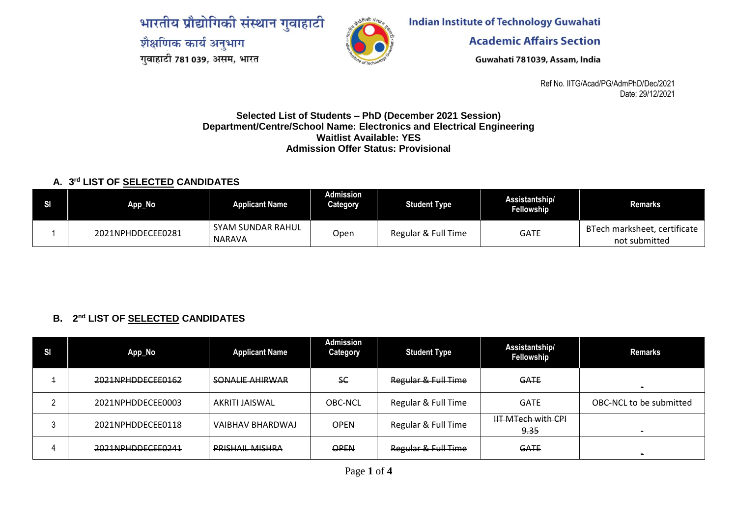भारतीय प्रौद्योगिकी संस्थान गुवाहाटी
शैक्षणिक कार्य अनुभाग
गुवाहाटी 781 039, असम, भारत

**Indian Institute of Technology Guwahati**
**Academic Affairs Section**
Guwahati 781039, Assam, India

Ref No. IITG/Acad/PG/AdmPhD/Dec/2021
Date: 29/12/2021

**Selected List of Students – PhD (December 2021 Session)**
**Department/Centre/School Name: Electronics and Electrical Engineering**
**Waitlist Available: YES**
**Admission Offer Status: Provisional**

## A. 3rd LIST OF SELECTED CANDIDATES

| Sl | App_No | Applicant Name | Admission Category | Student Type | Assistantship/ Fellowship | Remarks |
|---|---|---|---|---|---|---|
| 1 | 2021NPHDDECEE0281 | SYAM SUNDAR RAHUL NARAVA | Open | Regular & Full Time | GATE | BTech marksheet, certificate not submitted |

## B. 2nd LIST OF SELECTED CANDIDATES

| Sl | App_No | Applicant Name | Admission Category | Student Type | Assistantship/ Fellowship | Remarks |
|---|---|---|---|---|---|---|
| ~~1~~ | ~~2021NPHDDECEE0162~~ | ~~SONALIE AHIRWAR~~ | ~~SC~~ | ~~Regular & Full Time~~ | ~~GATE~~ | - |
| 2 | 2021NPHDDECEE0003 | AKRITI JAISWAL | OBC-NCL | Regular & Full Time | GATE | OBC-NCL to be submitted |
| ~~3~~ | ~~2021NPHDDECEE0118~~ | ~~VAIBHAV BHARDWAJ~~ | ~~OPEN~~ | ~~Regular & Full Time~~ | ~~IIT MTech with CPI 9.35~~ | - |
| ~~4~~ | ~~2021NPHDDECEE0241~~ | ~~PRISHAIL MISHRA~~ | ~~OPEN~~ | ~~Regular & Full Time~~ | ~~GATE~~ | - |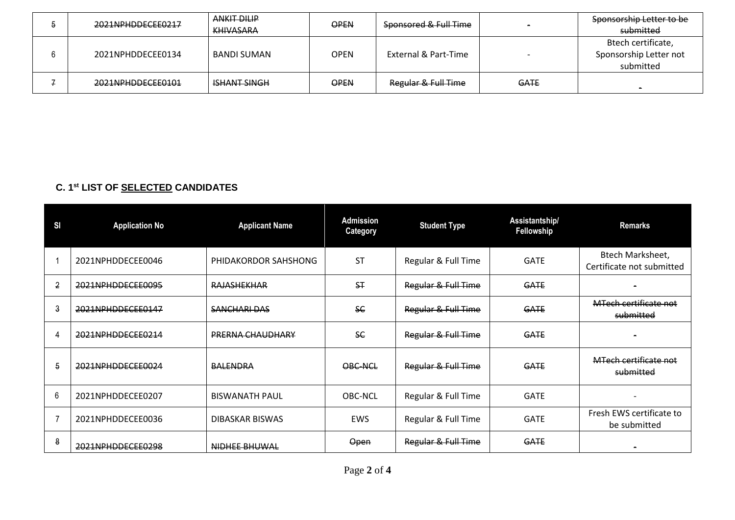| 5 | ~~2021NPHDDECEE0217~~ | ~~ANKIT DILIP KHIVASARA~~ | ~~OPEN~~ | ~~Sponsored & Full Time~~ | - | ~~Sponsorship Letter to be submitted~~ |
|---|---|---|---|---|---|---|
| 6 | 2021NPHDDECEE0134 | BANDI SUMAN | OPEN | External & Part-Time | - | Btech certificate, Sponsorship Letter not submitted |
| 7 | ~~2021NPHDDECEE0101~~ | ~~ISHANT SINGH~~ | ~~OPEN~~ | ~~Regular & Full Time~~ | ~~GATE~~ | - |

### C. 1st LIST OF SELECTED CANDIDATES

| Sl | Application No | Applicant Name | Admission Category | Student Type | Assistantship/ Fellowship | Remarks |
|---|---|---|---|---|---|---|
| 1 | 2021NPHDDECEE0046 | PHIDAKORDOR SAHSHONG | ST | Regular & Full Time | GATE | Btech Marksheet, Certificate not submitted |
| 2 | ~~2021NPHDDECEE0095~~ | ~~RAJASHEKHAR~~ | ~~ST~~ | ~~Regular & Full Time~~ | ~~GATE~~ | - |
| 3 | ~~2021NPHDDECEE0147~~ | ~~SANCHARI DAS~~ | ~~SC~~ | ~~Regular & Full Time~~ | ~~GATE~~ | ~~MTech certificate not submitted~~ |
| 4 | ~~2021NPHDDECEE0214~~ | ~~PRERNA CHAUDHARY~~ | ~~SC~~ | ~~Regular & Full Time~~ | ~~GATE~~ | - |
| 5 | ~~2021NPHDDECEE0024~~ | ~~BALENDRA~~ | ~~OBC-NCL~~ | ~~Regular & Full Time~~ | ~~GATE~~ | ~~MTech certificate not submitted~~ |
| 6 | 2021NPHDDECEE0207 | BISWANATH PAUL | OBC-NCL | Regular & Full Time | GATE | - |
| 7 | 2021NPHDDECEE0036 | DIBASKAR BISWAS | EWS | Regular & Full Time | GATE | Fresh EWS certificate to be submitted |
| 8 | ~~2021NPHDDECEE0298~~ | ~~NIDHEE BHUWAL~~ | ~~Open~~ | ~~Regular & Full Time~~ | ~~GATE~~ | - |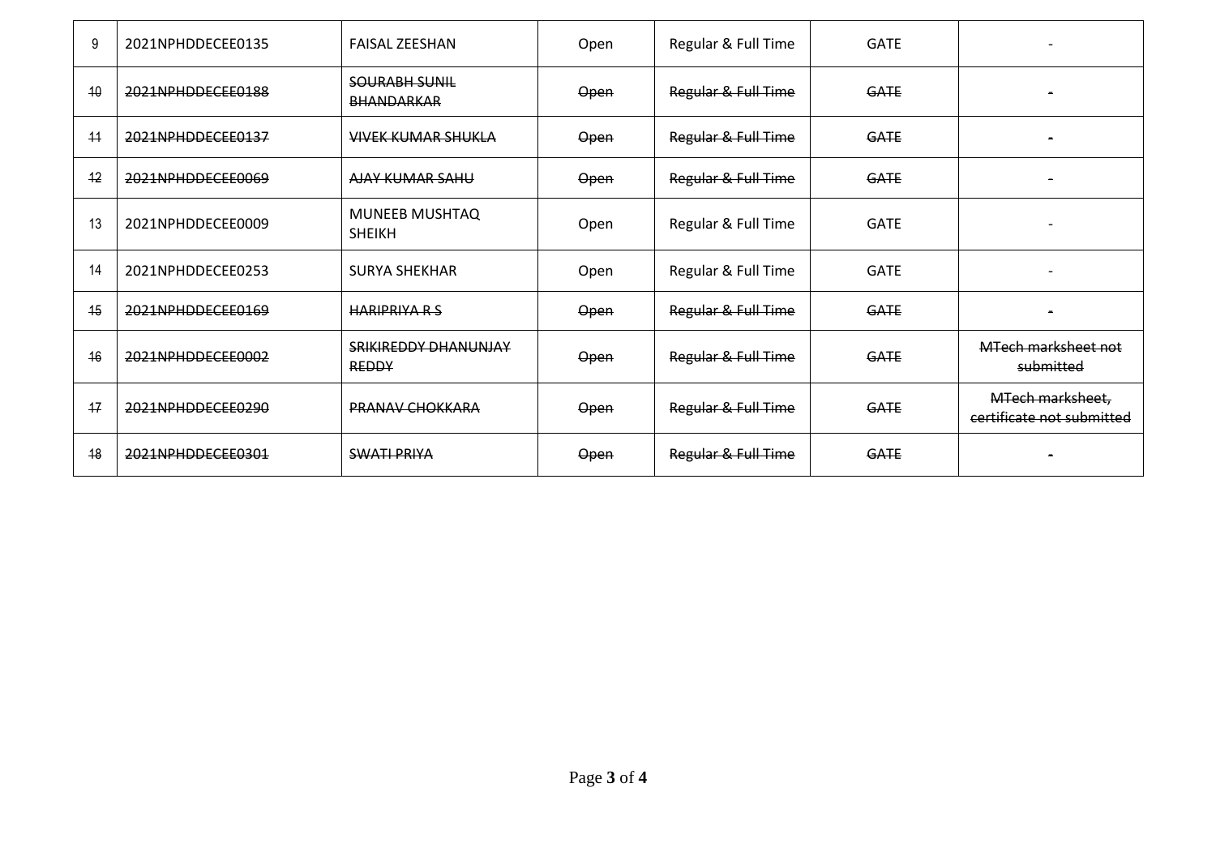| 9 | 2021NPHDDECEE0135 | FAISAL ZEESHAN | Open | Regular & Full Time | GATE | - |
|---|---|---|---|---|---|---|
| ~~10~~ | ~~2021NPHDDECEE0188~~ | ~~SOURABH SUNIL BHANDARKAR~~ | ~~Open~~ | ~~Regular & Full Time~~ | ~~GATE~~ | ~~-~~ |
| ~~11~~ | ~~2021NPHDDECEE0137~~ | ~~VIVEK KUMAR SHUKLA~~ | ~~Open~~ | ~~Regular & Full Time~~ | ~~GATE~~ | ~~-~~ |
| ~~12~~ | ~~2021NPHDDECEE0069~~ | ~~AJAY KUMAR SAHU~~ | ~~Open~~ | ~~Regular & Full Time~~ | ~~GATE~~ | - |
| 13 | 2021NPHDDECEE0009 | MUNEEB MUSHTAQ SHEIKH | Open | Regular & Full Time | GATE | - |
| 14 | 2021NPHDDECEE0253 | SURYA SHEKHAR | Open | Regular & Full Time | GATE | - |
| ~~15~~ | ~~2021NPHDDECEE0169~~ | ~~HARIPRIYA R S~~ | ~~Open~~ | ~~Regular & Full Time~~ | ~~GATE~~ | ~~-~~ |
| ~~16~~ | ~~2021NPHDDECEE0002~~ | ~~SRIKIREDDY DHANUNJAY REDDY~~ | ~~Open~~ | ~~Regular & Full Time~~ | ~~GATE~~ | ~~MTech marksheet not submitted~~ |
| ~~17~~ | ~~2021NPHDDECEE0290~~ | ~~PRANAV CHOKKARA~~ | ~~Open~~ | ~~Regular & Full Time~~ | ~~GATE~~ | ~~MTech marksheet, certificate not submitted~~ |
| ~~18~~ | ~~2021NPHDDECEE0301~~ | ~~SWATI PRIYA~~ | ~~Open~~ | ~~Regular & Full Time~~ | ~~GATE~~ | ~~-~~ |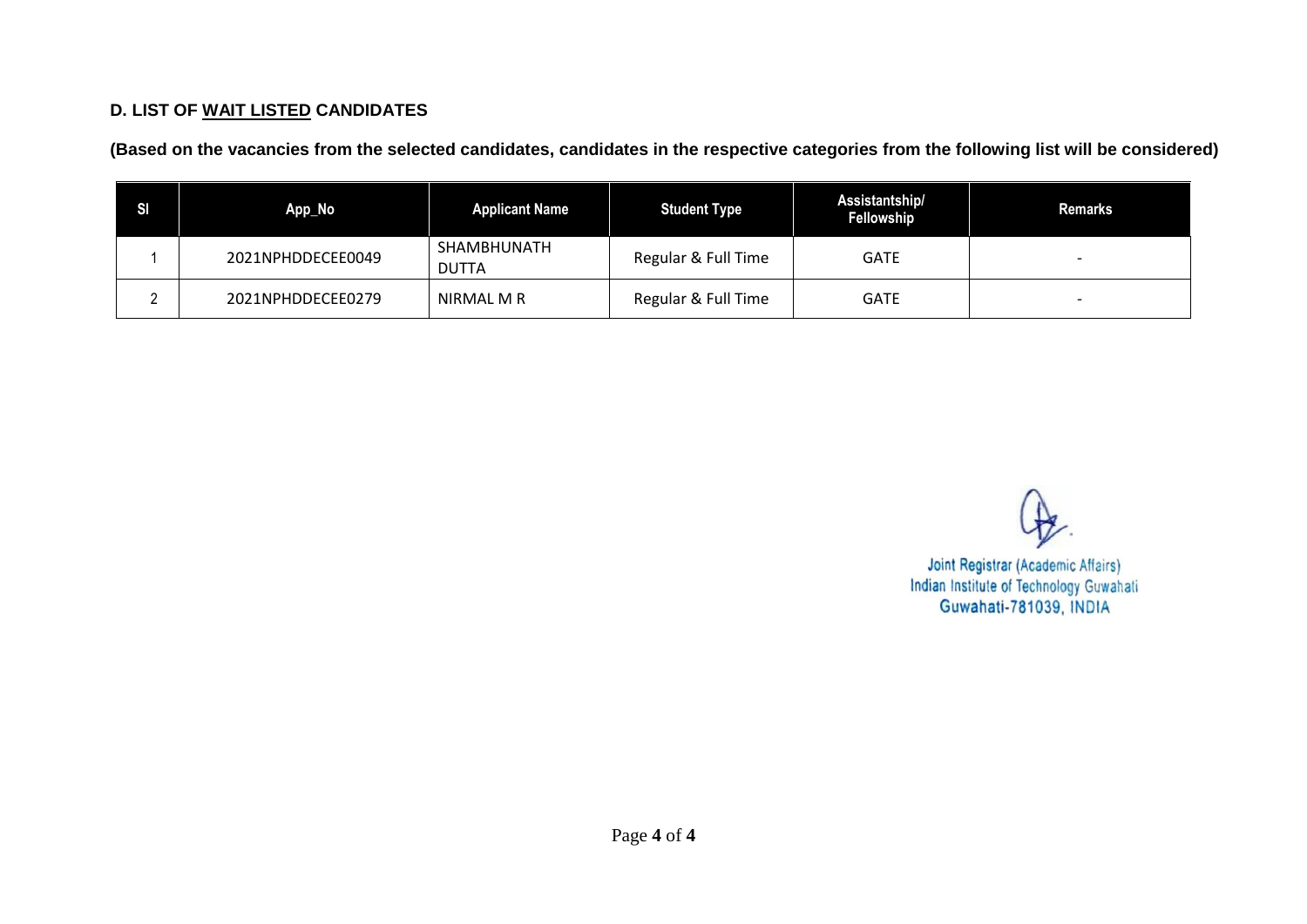## D. LIST OF WAIT LISTED CANDIDATES

**(Based on the vacancies from the selected candidates, candidates in the respective categories from the following list will be considered)**

| Sl | App_No | Applicant Name | Student Type | Assistantship/ Fellowship | Remarks |
|---|---|---|---|---|---|
| 1 | 2021NPHDDECEE0049 | SHAMBHUNATH DUTTA | Regular & Full Time | GATE | - |
| 2 | 2021NPHDDECEE0279 | NIRMAL M R | Regular & Full Time | GATE | - |

Joint Registrar (Academic Affairs)
Indian Institute of Technology Guwahati
Guwahati-781039, INDIA